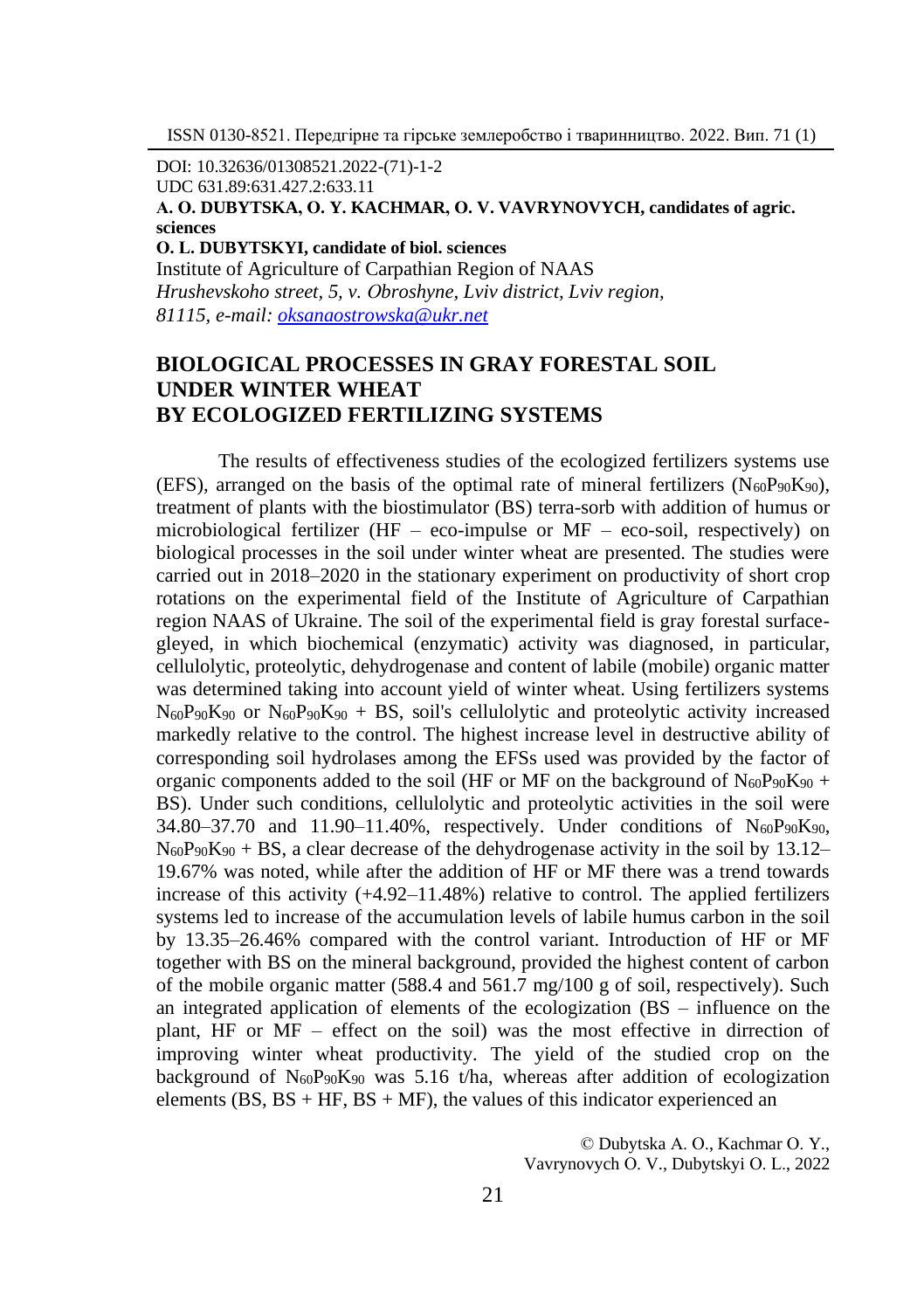DOI: 10.32636/01308521.2022-(71)-1-2
UDC 631.89:631.427.2:633.11

**A. O. DUBYTSKA, O. Y. KACHMAR, O. V. VAVRYNOVYCH, candidates of agric. sciences**
**O. L. DUBYTSKYI, candidate of biol. sciences**
Institute of Agriculture of Carpathian Region of NAAS
*Hrushevskoho street, 5, v. Obroshyne, Lviv district, Lviv region, 81115, e-mail: oksanaostrowska@ukr.net*

# BIOLOGICAL PROCESSES IN GRAY FORESTAL SOIL UNDER WINTER WHEAT BY ECOLOGIZED FERTILIZING SYSTEMS

The results of effectiveness studies of the ecologized fertilizers systems use (EFS), arranged on the basis of the optimal rate of mineral fertilizers ($N_{60}P_{90}K_{90}$), treatment of plants with the biostimulator (BS) terra-sorb with addition of humus or microbiological fertilizer (HF – eco-impulse or MF – eco-soil, respectively) on biological processes in the soil under winter wheat are presented. The studies were carried out in 2018–2020 in the stationary experiment on productivity of short crop rotations on the experimental field of the Institute of Agriculture of Carpathian region NAAS of Ukraine. The soil of the experimental field is gray forestal surface-gleyed, in which biochemical (enzymatic) activity was diagnosed, in particular, cellulolytic, proteolytic, dehydrogenase and content of labile (mobile) organic matter was determined taking into account yield of winter wheat. Using fertilizers systems $N_{60}P_{90}K_{90}$ or $N_{60}P_{90}K_{90}$ + BS, soil's cellulolytic and proteolytic activity increased markedly relative to the control. The highest increase level in destructive ability of corresponding soil hydrolases among the EFSs used was provided by the factor of organic components added to the soil (HF or MF on the background of $N_{60}P_{90}K_{90}$ + BS). Under such conditions, cellulolytic and proteolytic activities in the soil were 34.80–37.70 and 11.90–11.40%, respectively. Under conditions of $N_{60}P_{90}K_{90}$, $N_{60}P_{90}K_{90}$ + BS, a clear decrease of the dehydrogenase activity in the soil by 13.12–19.67% was noted, while after the addition of HF or MF there was a trend towards increase of this activity (+4.92–11.48%) relative to control. The applied fertilizers systems led to increase of the accumulation levels of labile humus carbon in the soil by 13.35–26.46% compared with the control variant. Introduction of HF or MF together with BS on the mineral background, provided the highest content of carbon of the mobile organic matter (588.4 and 561.7 mg/100 g of soil, respectively). Such an integrated application of elements of the ecologization (BS – influence on the plant, HF or MF – effect on the soil) was the most effective in dirrection of improving winter wheat productivity. The yield of the studied crop on the background of $N_{60}P_{90}K_{90}$ was 5.16 t/ha, whereas after addition of ecologization elements (BS, BS + HF, BS + MF), the values of this indicator experienced an

© Dubytska A. O., Kachmar O. Y., Vavrynovych O. V., Dubytskyi O. L., 2022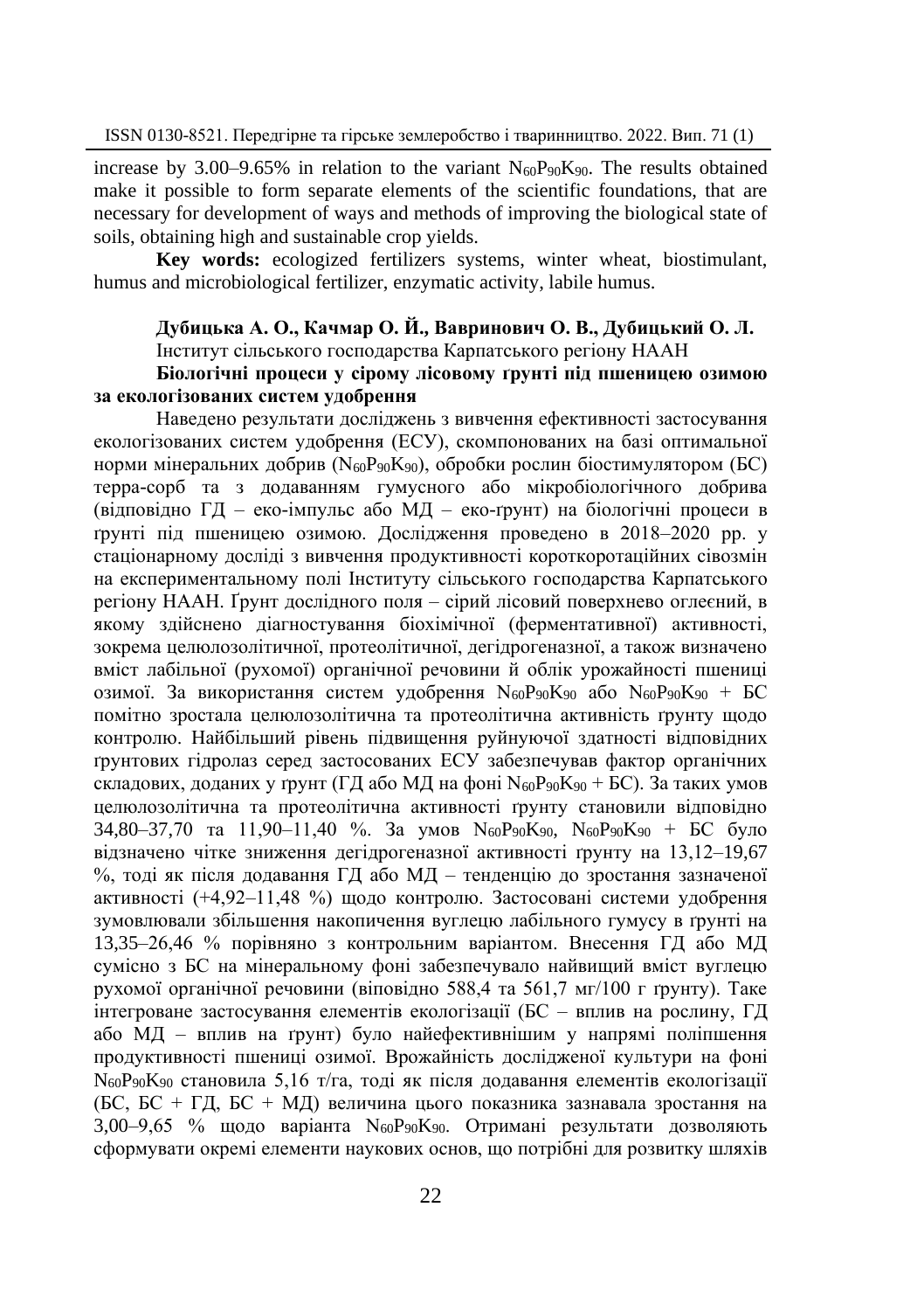increase by 3.00–9.65% in relation to the variant $N_{60}P_{90}K_{90}$. The results obtained make it possible to form separate elements of the scientific foundations, that are necessary for development of ways and methods of improving the biological state of soils, obtaining high and sustainable crop yields.

**Key words:** ecologized fertilizers systems, winter wheat, biostimulant, humus and microbiological fertilizer, enzymatic activity, labile humus.

**Дубицька А. О., Качмар О. Й., Вавринович О. В., Дубицький О. Л.**

Інститут сільського господарства Карпатського регіону НААН

**Біологічні процеси у сірому лісовому ґрунті під пшеницею озимою за екологізованих систем удобрення**

Наведено результати досліджень з вивчення ефективності застосування екологізованих систем удобрення (ЕСУ), скомпонованих на базі оптимальної норми мінеральних добрив ($N_{60}P_{90}K_{90}$), обробки рослин біостимулятором (БС) терра-сорб та з додаванням гумусного або мікробіологічного добрива (відповідно ГД – еко-імпульс або МД – еко-ґрунт) на біологічні процеси в ґрунті під пшеницею озимою. Дослідження проведено в 2018–2020 рр. у стаціонарному досліді з вивчення продуктивності короткоротаційних сівозмін на експериментальному полі Інституту сільського господарства Карпатського регіону НААН. Ґрунт дослідного поля – сірий лісовий поверхнево оглеєний, в якому здійснено діагностування біохімічної (ферментативної) активності, зокрема целюлозолітичної, протеолітичної, дегідрогеназної, а також визначено вміст лабільної (рухомої) органічної речовини й облік урожайності пшениці озимої. За використання систем удобрення $N_{60}P_{90}K_{90}$ або $N_{60}P_{90}K_{90}$ + БС помітно зростала целюлозолітична та протеолітична активність ґрунту щодо контролю. Найбільший рівень підвищення руйнуючої здатності відповідних ґрунтових гідролаз серед застосованих ЕСУ забезпечував фактор органічних складових, доданих у ґрунт (ГД або МД на фоні $N_{60}P_{90}K_{90}$ + БС). За таких умов целюлозолітична та протеолітична активності ґрунту становили відповідно 34,80–37,70 та 11,90–11,40 %. За умов $N_{60}P_{90}K_{90}$, $N_{60}P_{90}K_{90}$ + БС було відзначено чітке зниження дегідрогеназної активності ґрунту на 13,12–19,67 %, тоді як після додавання ГД або МД – тенденцію до зростання зазначеної активності (+4,92–11,48 %) щодо контролю. Застосовані системи удобрення зумовлювали збільшення накопичення вуглецю лабільного гумусу в ґрунті на 13,35–26,46 % порівняно з контрольним варіантом. Внесення ГД або МД сумісно з БС на мінеральному фоні забезпечувало найвищий вміст вуглецю рухомої органічної речовини (віповідно 588,4 та 561,7 мг/100 г ґрунту). Таке інтегроване застосування елементів екологізації (БС – вплив на рослину, ГД або МД – вплив на ґрунт) було найефективнішим у напрямі поліпшення продуктивності пшениці озимої. Врожайність дослідженої культури на фоні $N_{60}P_{90}K_{90}$ становила 5,16 т/га, тоді як після додавання елементів екологізації (БС, БС + ГД, БС + МД) величина цього показника зазнавала зростання на 3,00–9,65 % щодо варіанта $N_{60}P_{90}K_{90}$. Отримані результати дозволяють сформувати окремі елементи наукових основ, що потрібні для розвитку шляхів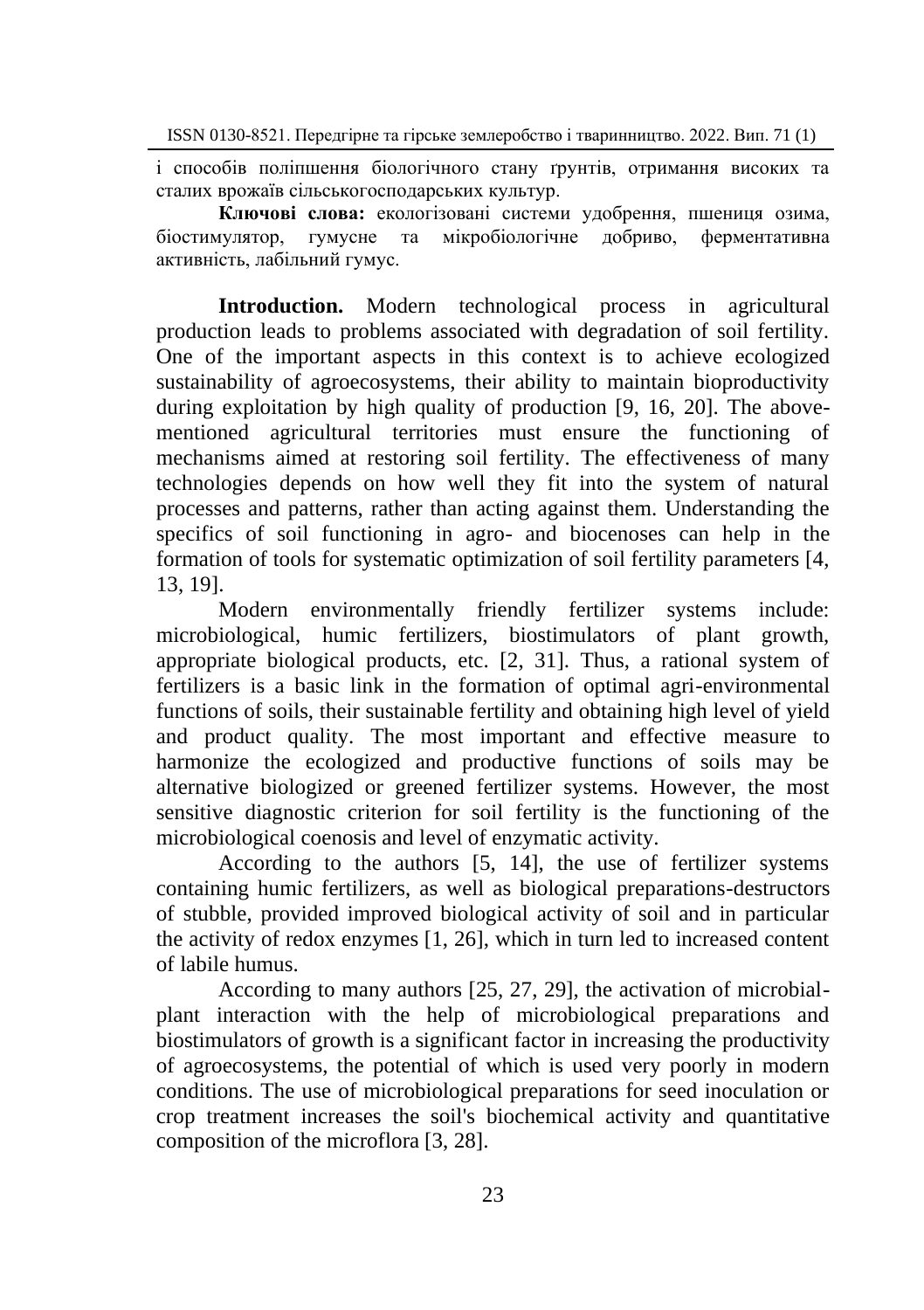і способів поліпшення біологічного стану ґрунтів, отримання високих та сталих врожаїв сільськогосподарських культур.

**Ключові слова:** екологізовані системи удобрення, пшениця озима, біостимулятор, гумусне та мікробіологічне добриво, ферментативна активність, лабільний гумус.

**Introduction.** Modern technological process in agricultural production leads to problems associated with degradation of soil fertility. One of the important aspects in this context is to achieve ecologized sustainability of agroecosystems, their ability to maintain bioproductivity during exploitation by high quality of production [9, 16, 20]. The above-mentioned agricultural territories must ensure the functioning of mechanisms aimed at restoring soil fertility. The effectiveness of many technologies depends on how well they fit into the system of natural processes and patterns, rather than acting against them. Understanding the specifics of soil functioning in agro- and biocenoses can help in the formation of tools for systematic optimization of soil fertility parameters [4, 13, 19].

Modern environmentally friendly fertilizer systems include: microbiological, humic fertilizers, biostimulators of plant growth, appropriate biological products, etc. [2, 31]. Thus, a rational system of fertilizers is a basic link in the formation of optimal agri-environmental functions of soils, their sustainable fertility and obtaining high level of yield and product quality. The most important and effective measure to harmonize the ecologized and productive functions of soils may be alternative biologized or greened fertilizer systems. However, the most sensitive diagnostic criterion for soil fertility is the functioning of the microbiological coenosis and level of enzymatic activity.

According to the authors [5, 14], the use of fertilizer systems containing humic fertilizers, as well as biological preparations-destructors of stubble, provided improved biological activity of soil and in particular the activity of redox enzymes [1, 26], which in turn led to increased content of labile humus.

According to many authors [25, 27, 29], the activation of microbial-plant interaction with the help of microbiological preparations and biostimulators of growth is a significant factor in increasing the productivity of agroecosystems, the potential of which is used very poorly in modern conditions. The use of microbiological preparations for seed inoculation or crop treatment increases the soil's biochemical activity and quantitative composition of the microflora [3, 28].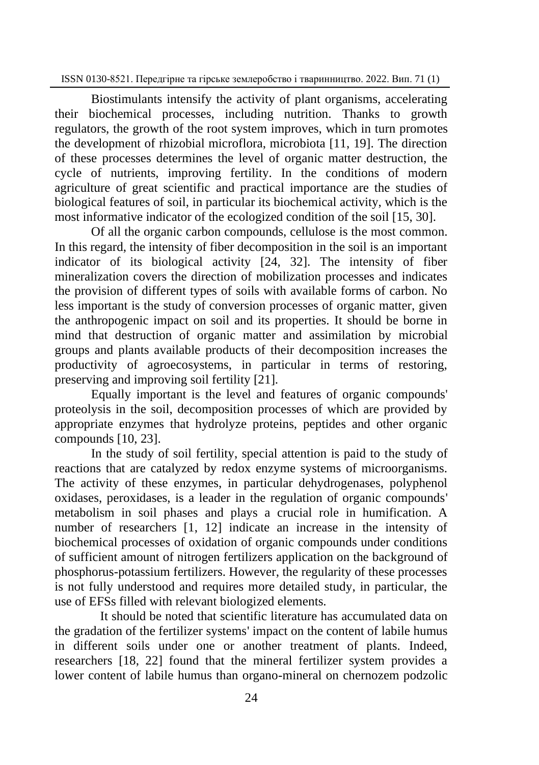Biostimulants intensify the activity of plant organisms, accelerating their biochemical processes, including nutrition. Thanks to growth regulators, the growth of the root system improves, which in turn promotes the development of rhizobial microflora, microbiota [11, 19]. The direction of these processes determines the level of organic matter destruction, the cycle of nutrients, improving fertility. In the conditions of modern agriculture of great scientific and practical importance are the studies of biological features of soil, in particular its biochemical activity, which is the most informative indicator of the ecologized condition of the soil [15, 30].

Of all the organic carbon compounds, cellulose is the most common. In this regard, the intensity of fiber decomposition in the soil is an important indicator of its biological activity [24, 32]. The intensity of fiber mineralization covers the direction of mobilization processes and indicates the provision of different types of soils with available forms of carbon. No less important is the study of conversion processes of organic matter, given the anthropogenic impact on soil and its properties. It should be borne in mind that destruction of organic matter and assimilation by microbial groups and plants available products of their decomposition increases the productivity of agroecosystems, in particular in terms of restoring, preserving and improving soil fertility [21].

Equally important is the level and features of organic compounds' proteolysis in the soil, decomposition processes of which are provided by appropriate enzymes that hydrolyze proteins, peptides and other organic compounds [10, 23].

In the study of soil fertility, special attention is paid to the study of reactions that are catalyzed by redox enzyme systems of microorganisms. The activity of these enzymes, in particular dehydrogenases, polyphenol oxidases, peroxidases, is a leader in the regulation of organic compounds' metabolism in soil phases and plays a crucial role in humification. A number of researchers [1, 12] indicate an increase in the intensity of biochemical processes of oxidation of organic compounds under conditions of sufficient amount of nitrogen fertilizers application on the background of phosphorus-potassium fertilizers. However, the regularity of these processes is not fully understood and requires more detailed study, in particular, the use of EFSs filled with relevant biologized elements.

It should be noted that scientific literature has accumulated data on the gradation of the fertilizer systems' impact on the content of labile humus in different soils under one or another treatment of plants. Indeed, researchers [18, 22] found that the mineral fertilizer system provides a lower content of labile humus than organo-mineral on chernozem podzolic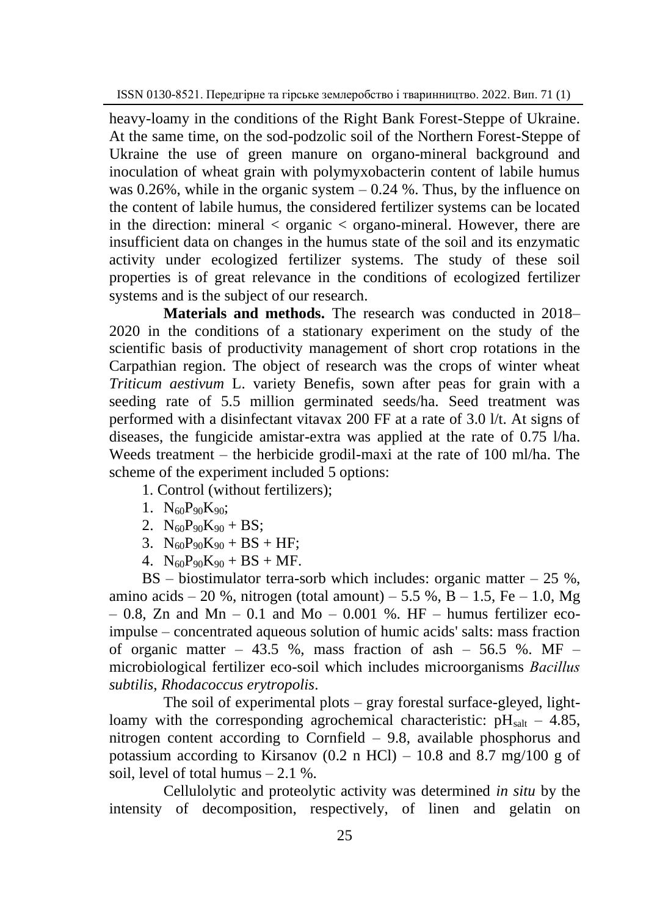heavy-loamy in the conditions of the Right Bank Forest-Steppe of Ukraine. At the same time, on the sod-podzolic soil of the Northern Forest-Steppe of Ukraine the use of green manure on organo-mineral background and inoculation of wheat grain with polymyxobacterin content of labile humus was 0.26%, while in the organic system – 0.24 %. Thus, by the influence on the content of labile humus, the considered fertilizer systems can be located in the direction: mineral < organic < organo-mineral. However, there are insufficient data on changes in the humus state of the soil and its enzymatic activity under ecologized fertilizer systems. The study of these soil properties is of great relevance in the conditions of ecologized fertilizer systems and is the subject of our research.

**Materials and methods.** The research was conducted in 2018–2020 in the conditions of a stationary experiment on the study of the scientific basis of productivity management of short crop rotations in the Carpathian region. The object of research was the crops of winter wheat *Triticum aestivum* L. variety Benefis, sown after peas for grain with a seeding rate of 5.5 million germinated seeds/ha. Seed treatment was performed with a disinfectant vitavax 200 FF at a rate of 3.0 l/t. At signs of diseases, the fungicide amistar-extra was applied at the rate of 0.75 l/ha. Weeds treatment – the herbicide grodil-maxi at the rate of 100 ml/ha. The scheme of the experiment included 5 options:

1. Control (without fertilizers);
1. $N_{60}P_{90}K_{90}$;
2. $N_{60}P_{90}K_{90}$ + BS;
3. $N_{60}P_{90}K_{90}$ + BS + HF;
4. $N_{60}P_{90}K_{90}$ + BS + MF.

BS – biostimulator terra-sorb which includes: organic matter – 25 %, amino acids – 20 %, nitrogen (total amount) – 5.5 %, B – 1.5, Fe – 1.0, Mg – 0.8, Zn and Mn – 0.1 and Mo – 0.001 %. HF – humus fertilizer eco-impulse – concentrated aqueous solution of humic acids' salts: mass fraction of organic matter – 43.5 %, mass fraction of ash – 56.5 %. MF – microbiological fertilizer eco-soil which includes microorganisms *Bacillus subtilis*, *Rhodacoccus erytropolis*.

The soil of experimental plots – gray forestal surface-gleyed, light-loamy with the corresponding agrochemical characteristic: $pH_{salt}$ – 4.85, nitrogen content according to Cornfield – 9.8, available phosphorus and potassium according to Kirsanov (0.2 n HCl) – 10.8 and 8.7 mg/100 g of soil, level of total humus – 2.1 %.

Cellulolytic and proteolytic activity was determined *in situ* by the intensity of decomposition, respectively, of linen and gelatin on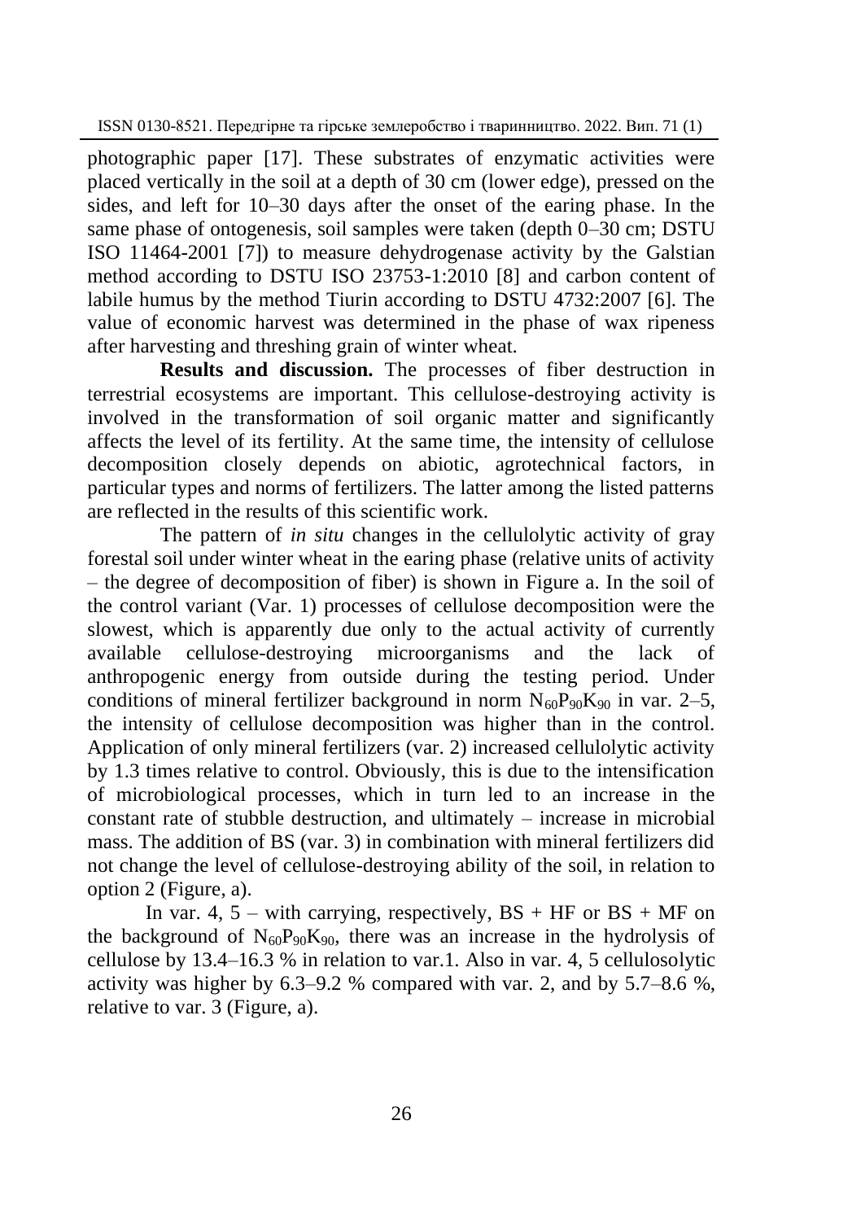photographic paper [17]. These substrates of enzymatic activities were placed vertically in the soil at a depth of 30 cm (lower edge), pressed on the sides, and left for 10–30 days after the onset of the earing phase. In the same phase of ontogenesis, soil samples were taken (depth 0–30 cm; DSTU ISO 11464-2001 [7]) to measure dehydrogenase activity by the Galstian method according to DSTU ISO 23753-1:2010 [8] and carbon content of labile humus by the method Tiurin according to DSTU 4732:2007 [6]. The value of economic harvest was determined in the phase of wax ripeness after harvesting and threshing grain of winter wheat.

**Results and discussion.** The processes of fiber destruction in terrestrial ecosystems are important. This cellulose-destroying activity is involved in the transformation of soil organic matter and significantly affects the level of its fertility. At the same time, the intensity of cellulose decomposition closely depends on abiotic, agrotechnical factors, in particular types and norms of fertilizers. The latter among the listed patterns are reflected in the results of this scientific work.

The pattern of *in situ* changes in the cellulolytic activity of gray forestal soil under winter wheat in the earing phase (relative units of activity – the degree of decomposition of fiber) is shown in Figure a. In the soil of the control variant (Var. 1) processes of cellulose decomposition were the slowest, which is apparently due only to the actual activity of currently available cellulose-destroying microorganisms and the lack of anthropogenic energy from outside during the testing period. Under conditions of mineral fertilizer background in norm $N_{60}P_{90}K_{90}$ in var. 2–5, the intensity of cellulose decomposition was higher than in the control. Application of only mineral fertilizers (var. 2) increased cellulolytic activity by 1.3 times relative to control. Obviously, this is due to the intensification of microbiological processes, which in turn led to an increase in the constant rate of stubble destruction, and ultimately – increase in microbial mass. The addition of BS (var. 3) in combination with mineral fertilizers did not change the level of cellulose-destroying ability of the soil, in relation to option 2 (Figure, a).

In var. 4, 5 – with carrying, respectively, BS + HF or BS + MF on the background of $N_{60}P_{90}K_{90}$, there was an increase in the hydrolysis of cellulose by 13.4–16.3 % in relation to var.1. Also in var. 4, 5 cellulosolytic activity was higher by 6.3–9.2 % compared with var. 2, and by 5.7–8.6 %, relative to var. 3 (Figure, a).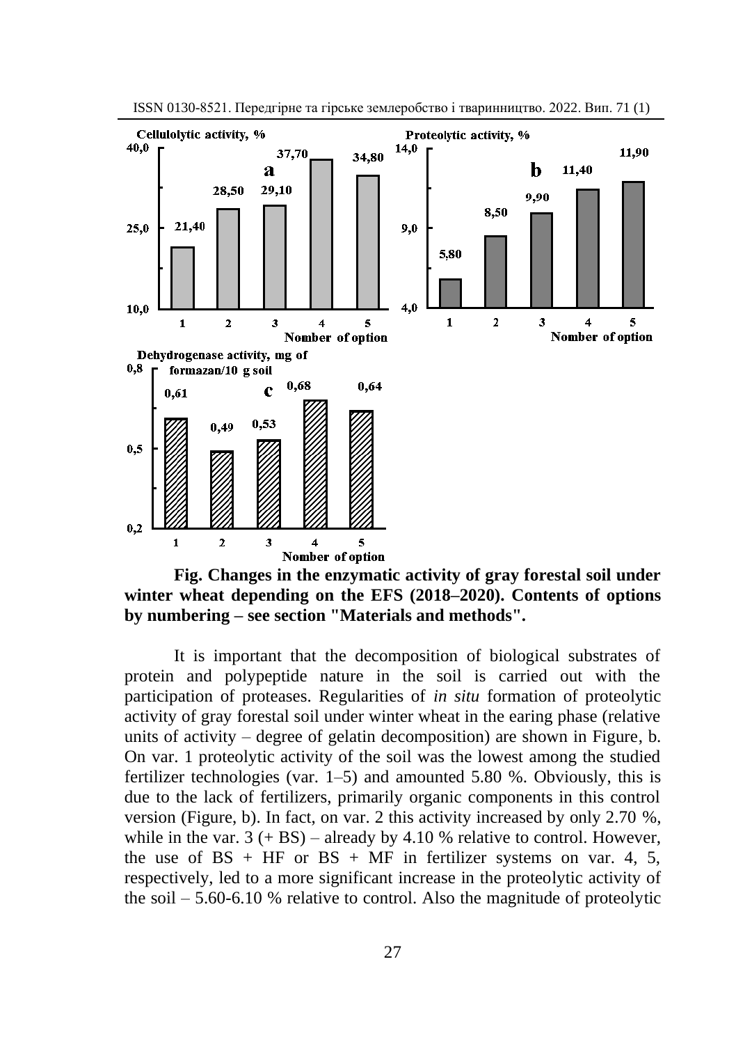**Fig. Changes in the enzymatic activity of gray forestal soil under winter wheat depending on the EFS (2018–2020). Contents of options by numbering – see section "Materials and methods".**

It is important that the decomposition of biological substrates of protein and polypeptide nature in the soil is carried out with the participation of proteases. Regularities of *in situ* formation of proteolytic activity of gray forestal soil under winter wheat in the earing phase (relative units of activity – degree of gelatin decomposition) are shown in Figure, b. On var. 1 proteolytic activity of the soil was the lowest among the studied fertilizer technologies (var. 1–5) and amounted 5.80 %. Obviously, this is due to the lack of fertilizers, primarily organic components in this control version (Figure, b). In fact, on var. 2 this activity increased by only 2.70 %, while in the var. 3 (+ BS) – already by 4.10 % relative to control. However, the use of BS + HF or BS + MF in fertilizer systems on var. 4, 5, respectively, led to a more significant increase in the proteolytic activity of the soil – 5.60-6.10 % relative to control. Also the magnitude of proteolytic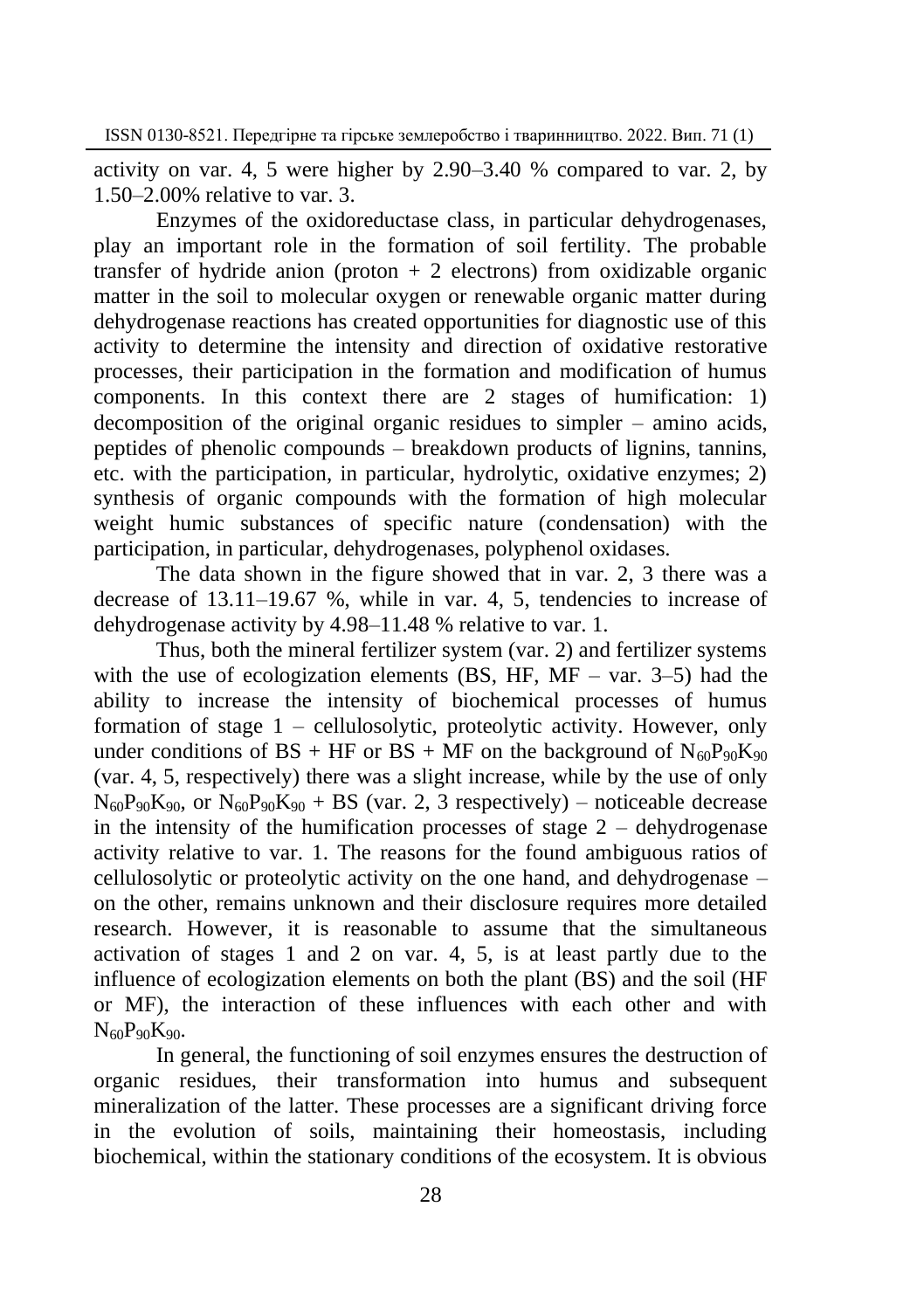activity on var. 4, 5 were higher by 2.90–3.40 % compared to var. 2, by 1.50–2.00% relative to var. 3.

Enzymes of the oxidoreductase class, in particular dehydrogenases, play an important role in the formation of soil fertility. The probable transfer of hydride anion (proton + 2 electrons) from oxidizable organic matter in the soil to molecular oxygen or renewable organic matter during dehydrogenase reactions has created opportunities for diagnostic use of this activity to determine the intensity and direction of oxidative restorative processes, their participation in the formation and modification of humus components. In this context there are 2 stages of humification: 1) decomposition of the original organic residues to simpler – amino acids, peptides of phenolic compounds – breakdown products of lignins, tannins, etc. with the participation, in particular, hydrolytic, oxidative enzymes; 2) synthesis of organic compounds with the formation of high molecular weight humic substances of specific nature (condensation) with the participation, in particular, dehydrogenases, polyphenol oxidases.

The data shown in the figure showed that in var. 2, 3 there was a decrease of 13.11–19.67 %, while in var. 4, 5, tendencies to increase of dehydrogenase activity by 4.98–11.48 % relative to var. 1.

Thus, both the mineral fertilizer system (var. 2) and fertilizer systems with the use of ecologization elements (BS, HF, MF – var. 3–5) had the ability to increase the intensity of biochemical processes of humus formation of stage 1 – cellulosolytic, proteolytic activity. However, only under conditions of BS + HF or BS + MF on the background of $N_{60}P_{90}K_{90}$ (var. 4, 5, respectively) there was a slight increase, while by the use of only $N_{60}P_{90}K_{90}$, or $N_{60}P_{90}K_{90}$ + BS (var. 2, 3 respectively) – noticeable decrease in the intensity of the humification processes of stage 2 – dehydrogenase activity relative to var. 1. The reasons for the found ambiguous ratios of cellulosolytic or proteolytic activity on the one hand, and dehydrogenase – on the other, remains unknown and their disclosure requires more detailed research. However, it is reasonable to assume that the simultaneous activation of stages 1 and 2 on var. 4, 5, is at least partly due to the influence of ecologization elements on both the plant (BS) and the soil (HF or MF), the interaction of these influences with each other and with $N_{60}P_{90}K_{90}$.

In general, the functioning of soil enzymes ensures the destruction of organic residues, their transformation into humus and subsequent mineralization of the latter. These processes are a significant driving force in the evolution of soils, maintaining their homeostasis, including biochemical, within the stationary conditions of the ecosystem. It is obvious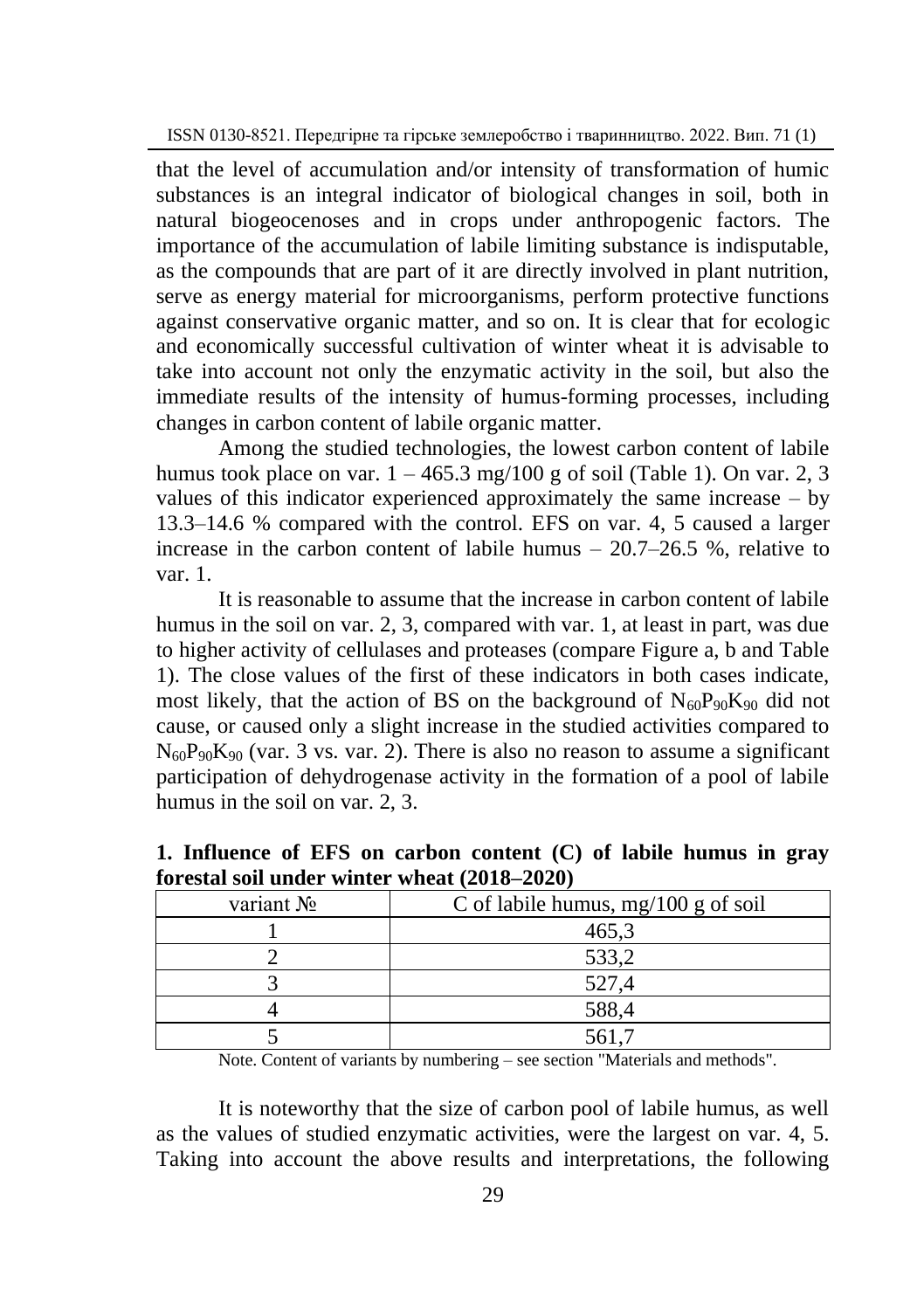that the level of accumulation and/or intensity of transformation of humic substances is an integral indicator of biological changes in soil, both in natural biogeocenoses and in crops under anthropogenic factors. The importance of the accumulation of labile limiting substance is indisputable, as the compounds that are part of it are directly involved in plant nutrition, serve as energy material for microorganisms, perform protective functions against conservative organic matter, and so on. It is clear that for ecologic and economically successful cultivation of winter wheat it is advisable to take into account not only the enzymatic activity in the soil, but also the immediate results of the intensity of humus-forming processes, including changes in carbon content of labile organic matter.

Among the studied technologies, the lowest carbon content of labile humus took place on var. 1 – 465.3 mg/100 g of soil (Table 1). On var. 2, 3 values of this indicator experienced approximately the same increase – by 13.3–14.6 % compared with the control. EFS on var. 4, 5 caused a larger increase in the carbon content of labile humus – 20.7–26.5 %, relative to var. 1.

It is reasonable to assume that the increase in carbon content of labile humus in the soil on var. 2, 3, compared with var. 1, at least in part, was due to higher activity of cellulases and proteases (compare Figure a, b and Table 1). The close values of the first of these indicators in both cases indicate, most likely, that the action of BS on the background of $N_{60}P_{90}K_{90}$ did not cause, or caused only a slight increase in the studied activities compared to $N_{60}P_{90}K_{90}$ (var. 3 vs. var. 2). There is also no reason to assume a significant participation of dehydrogenase activity in the formation of a pool of labile humus in the soil on var. 2, 3.

**1. Influence of EFS on carbon content (C) of labile humus in gray forestal soil under winter wheat (2018–2020)**

| variant № | C of labile humus, mg/100 g of soil |
|---|---|
| 1 | 465,3 |
| 2 | 533,2 |
| 3 | 527,4 |
| 4 | 588,4 |
| 5 | 561,7 |

Note. Content of variants by numbering – see section "Materials and methods".

It is noteworthy that the size of carbon pool of labile humus, as well as the values of studied enzymatic activities, were the largest on var. 4, 5. Taking into account the above results and interpretations, the following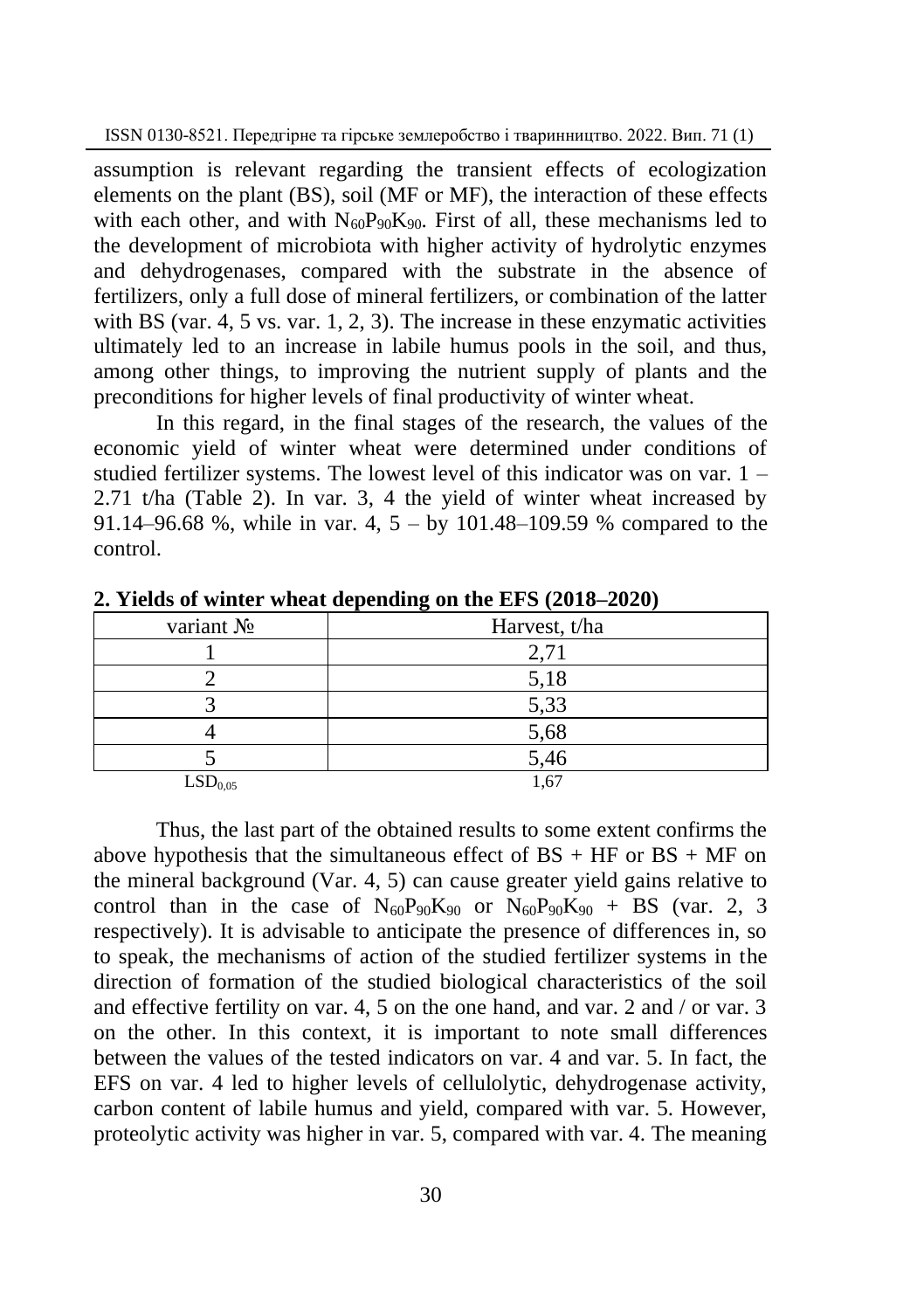assumption is relevant regarding the transient effects of ecologization elements on the plant (BS), soil (MF or MF), the interaction of these effects with each other, and with $N_{60}P_{90}K_{90}$. First of all, these mechanisms led to the development of microbiota with higher activity of hydrolytic enzymes and dehydrogenases, compared with the substrate in the absence of fertilizers, only a full dose of mineral fertilizers, or combination of the latter with BS (var. 4, 5 vs. var. 1, 2, 3). The increase in these enzymatic activities ultimately led to an increase in labile humus pools in the soil, and thus, among other things, to improving the nutrient supply of plants and the preconditions for higher levels of final productivity of winter wheat.

In this regard, in the final stages of the research, the values of the economic yield of winter wheat were determined under conditions of studied fertilizer systems. The lowest level of this indicator was on var. 1 – 2.71 t/ha (Table 2). In var. 3, 4 the yield of winter wheat increased by 91.14–96.68 %, while in var. 4, 5 – by 101.48–109.59 % compared to the control.

**2. Yields of winter wheat depending on the EFS (2018–2020)**

| variant № | Harvest, t/ha |
|---|---|
| 1 | 2,71 |
| 2 | 5,18 |
| 3 | 5,33 |
| 4 | 5,68 |
| 5 | 5,46 |
| $LSD_{0,05}$ | 1,67 |

Thus, the last part of the obtained results to some extent confirms the above hypothesis that the simultaneous effect of BS + HF or BS + MF on the mineral background (Var. 4, 5) can cause greater yield gains relative to control than in the case of $N_{60}P_{90}K_{90}$ or $N_{60}P_{90}K_{90}$ + BS (var. 2, 3 respectively). It is advisable to anticipate the presence of differences in, so to speak, the mechanisms of action of the studied fertilizer systems in the direction of formation of the studied biological characteristics of the soil and effective fertility on var. 4, 5 on the one hand, and var. 2 and / or var. 3 on the other. In this context, it is important to note small differences between the values of the tested indicators on var. 4 and var. 5. In fact, the EFS on var. 4 led to higher levels of cellulolytic, dehydrogenase activity, carbon content of labile humus and yield, compared with var. 5. However, proteolytic activity was higher in var. 5, compared with var. 4. The meaning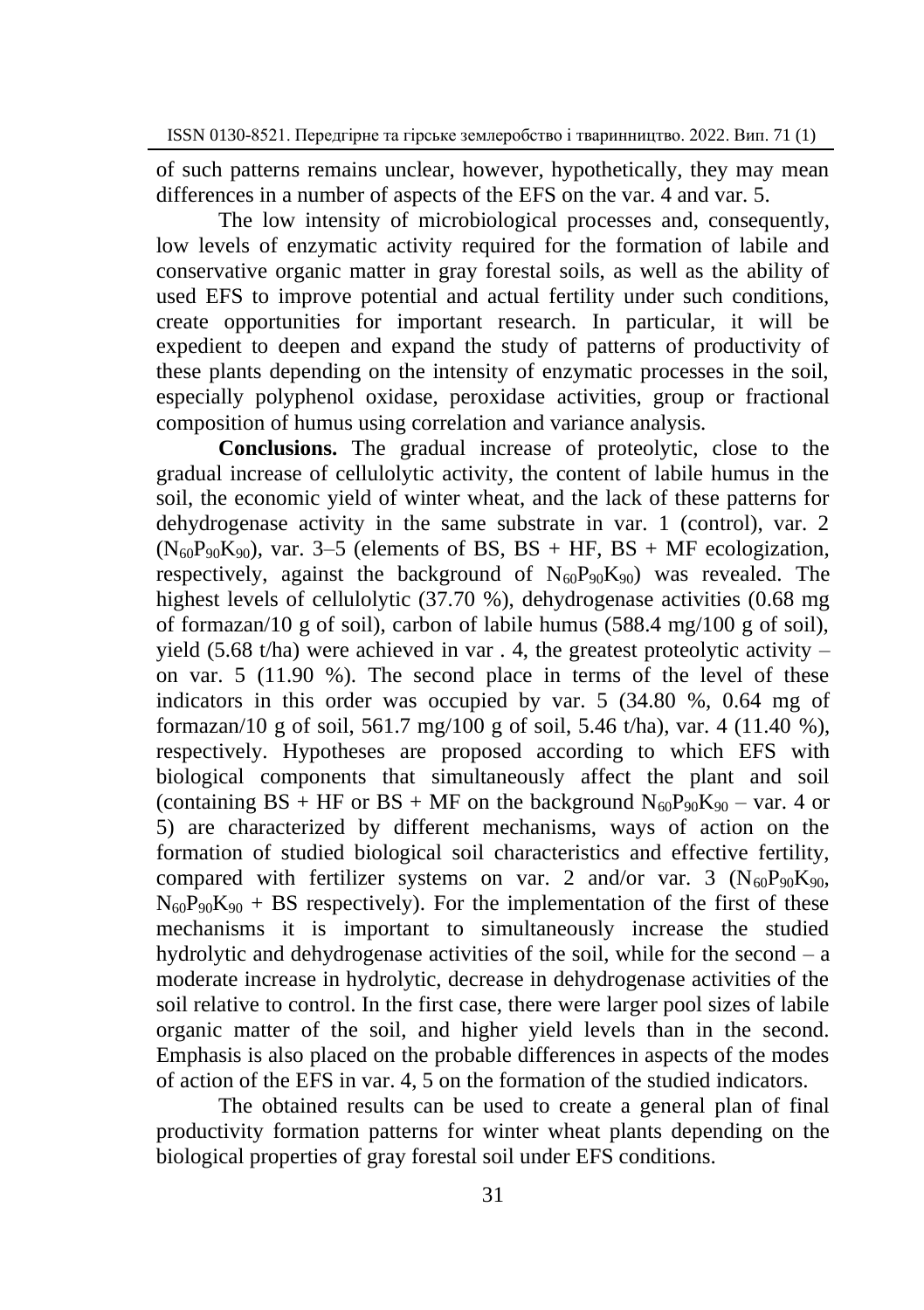of such patterns remains unclear, however, hypothetically, they may mean differences in a number of aspects of the EFS on the var. 4 and var. 5.

The low intensity of microbiological processes and, consequently, low levels of enzymatic activity required for the formation of labile and conservative organic matter in gray forestal soils, as well as the ability of used EFS to improve potential and actual fertility under such conditions, create opportunities for important research. In particular, it will be expedient to deepen and expand the study of patterns of productivity of these plants depending on the intensity of enzymatic processes in the soil, especially polyphenol oxidase, peroxidase activities, group or fractional composition of humus using correlation and variance analysis.

**Conclusions.** The gradual increase of proteolytic, close to the gradual increase of cellulolytic activity, the content of labile humus in the soil, the economic yield of winter wheat, and the lack of these patterns for dehydrogenase activity in the same substrate in var. 1 (control), var. 2 ($N_{60}P_{90}K_{90}$), var. 3–5 (elements of BS, BS + HF, BS + MF ecologization, respectively, against the background of $N_{60}P_{90}K_{90}$) was revealed. The highest levels of cellulolytic (37.70 %), dehydrogenase activities (0.68 mg of formazan/10 g of soil), carbon of labile humus (588.4 mg/100 g of soil), yield (5.68 t/ha) were achieved in var . 4, the greatest proteolytic activity – on var. 5 (11.90 %). The second place in terms of the level of these indicators in this order was occupied by var. 5 (34.80 %, 0.64 mg of formazan/10 g of soil, 561.7 mg/100 g of soil, 5.46 t/ha), var. 4 (11.40 %), respectively. Hypotheses are proposed according to which EFS with biological components that simultaneously affect the plant and soil (containing BS + HF or BS + MF on the background $N_{60}P_{90}K_{90}$ – var. 4 or 5) are characterized by different mechanisms, ways of action on the formation of studied biological soil characteristics and effective fertility, compared with fertilizer systems on var. 2 and/or var. 3 ($N_{60}P_{90}K_{90}$, $N_{60}P_{90}K_{90}$ + BS respectively). For the implementation of the first of these mechanisms it is important to simultaneously increase the studied hydrolytic and dehydrogenase activities of the soil, while for the second – a moderate increase in hydrolytic, decrease in dehydrogenase activities of the soil relative to control. In the first case, there were larger pool sizes of labile organic matter of the soil, and higher yield levels than in the second. Emphasis is also placed on the probable differences in aspects of the modes of action of the EFS in var. 4, 5 on the formation of the studied indicators.

The obtained results can be used to create a general plan of final productivity formation patterns for winter wheat plants depending on the biological properties of gray forestal soil under EFS conditions.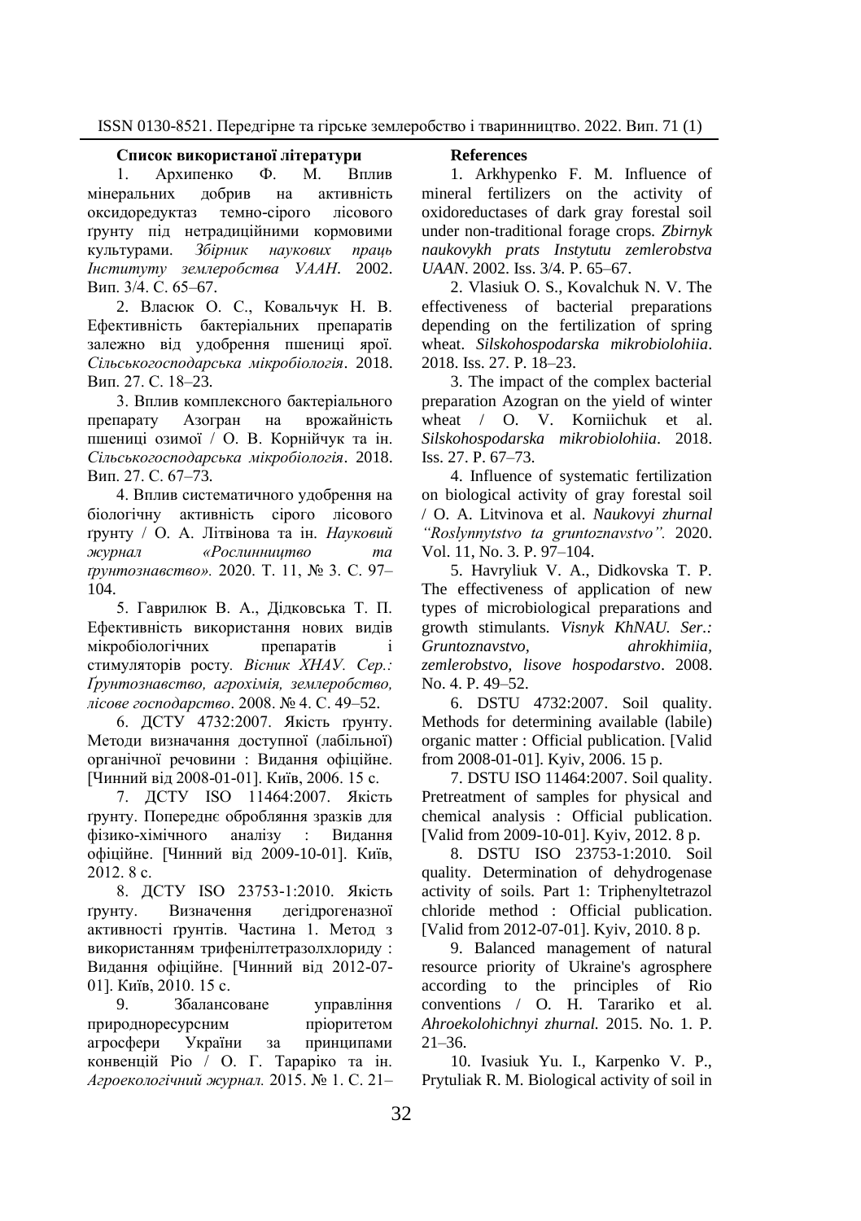### Список використаної літератури

1. Архипенко Ф. М. Вплив мінеральних добрив на активність оксидоредуктаз темно-сірого лісового ґрунту під нетрадиційними кормовими культурами. *Збірник наукових праць Інституту землеробства УААН*. 2002. Вип. 3/4. С. 65–67.

2. Власюк О. С., Ковальчук Н. В. Ефективність бактеріальних препаратів залежно від удобрення пшениці ярої. *Сільськогосподарська мікробіологія*. 2018. Вип. 27. С. 18–23.

3. Вплив комплексного бактеріального препарату Азогран на врожайність пшениці озимої / О. В. Корнійчук та ін. *Сільськогосподарська мікробіологія*. 2018. Вип. 27. С. 67–73.

4. Вплив систематичного удобрення на біологічну активність сірого лісового ґрунту / О. А. Літвінова та ін. *Науковий журнал «Рослинництво та ґрунтознавство».* 2020. Т. 11, № 3. С. 97–104.

5. Гаврилюк В. А., Дідковська Т. П. Ефективність використання нових видів мікробіологічних препаратів і стимуляторів росту. *Вісник ХНАУ. Сер.: Ґрунтознавство, агрохімія, землеробство, лісове господарство*. 2008. № 4. С. 49–52.

6. ДСТУ 4732:2007. Якість ґрунту. Методи визначання доступної (лабільної) органічної речовини : Видання офіційне. [Чинний від 2008-01-01]. Київ, 2006. 15 с.

7. ДСТУ ISO 11464:2007. Якість ґрунту. Попереднє обробляння зразків для фізико-хімічного аналізу : Видання офіційне. [Чинний від 2009-10-01]. Київ, 2012. 8 с.

8. ДСТУ ISO 23753-1:2010. Якість ґрунту. Визначення дегідрогеназної активності ґрунтів. Частина 1. Метод з використанням трифенілтетразолхлориду : Видання офіційне. [Чинний від 2012-07-01]. Київ, 2010. 15 с.

9. Збалансоване управління природноресурсним пріоритетом агросфери України за принципами конвенцій Ріо / О. Г. Тараріко та ін. *Агроекологічний журнал.* 2015. № 1. С. 21–

### References

1. Arkhypenko F. M. Influence of mineral fertilizers on the activity of oxidoreductases of dark gray forestal soil under non-traditional forage crops. *Zbirnyk naukovykh prats Instytutu zemlerobstva UAAN*. 2002. Iss. 3/4. P. 65–67.

2. Vlasiuk O. S., Kovalchuk N. V. The effectiveness of bacterial preparations depending on the fertilization of spring wheat. *Silskohospodarska mikrobiolohiia*. 2018. Iss. 27. P. 18–23.

3. The impact of the complex bacterial preparation Azogran on the yield of winter wheat / O. V. Korniichuk et al. *Silskohospodarska mikrobiolohiia*. 2018. Iss. 27. P. 67–73.

4. Influence of systematic fertilization on biological activity of gray forestal soil / O. A. Litvinova et al. *Naukovyi zhurnal "Roslynnytstvo ta gruntoznavstvo".* 2020. Vol. 11, No. 3. P. 97–104.

5. Havryliuk V. A., Didkovska T. P. The effectiveness of application of new types of microbiological preparations and growth stimulants. *Visnyk KhNAU. Ser.: Gruntoznavstvo, ahrokhimiia, zemlerobstvo, lisove hospodarstvo*. 2008. No. 4. P. 49–52.

6. DSTU 4732:2007. Soil quality. Methods for determining available (labile) organic matter : Official publication. [Valid from 2008-01-01]. Kyiv, 2006. 15 p.

7. DSTU ISO 11464:2007. Soil quality. Pretreatment of samples for physical and chemical analysis : Official publication. [Valid from 2009-10-01]. Kyiv, 2012. 8 p.

8. DSTU ISO 23753-1:2010. Soil quality. Determination of dehydrogenase activity of soils. Part 1: Triphenyltetrazol chloride method : Official publication. [Valid from 2012-07-01]. Kyiv, 2010. 8 p.

9. Balanced management of natural resource priority of Ukraine's agrosphere according to the principles of Rio conventions / O. H. Tarariko et al. *Ahroekolohichnyi zhurnal.* 2015. No. 1. P. 21–36.

10. Ivasiuk Yu. I., Karpenko V. P., Prytuliak R. M. Biological activity of soil in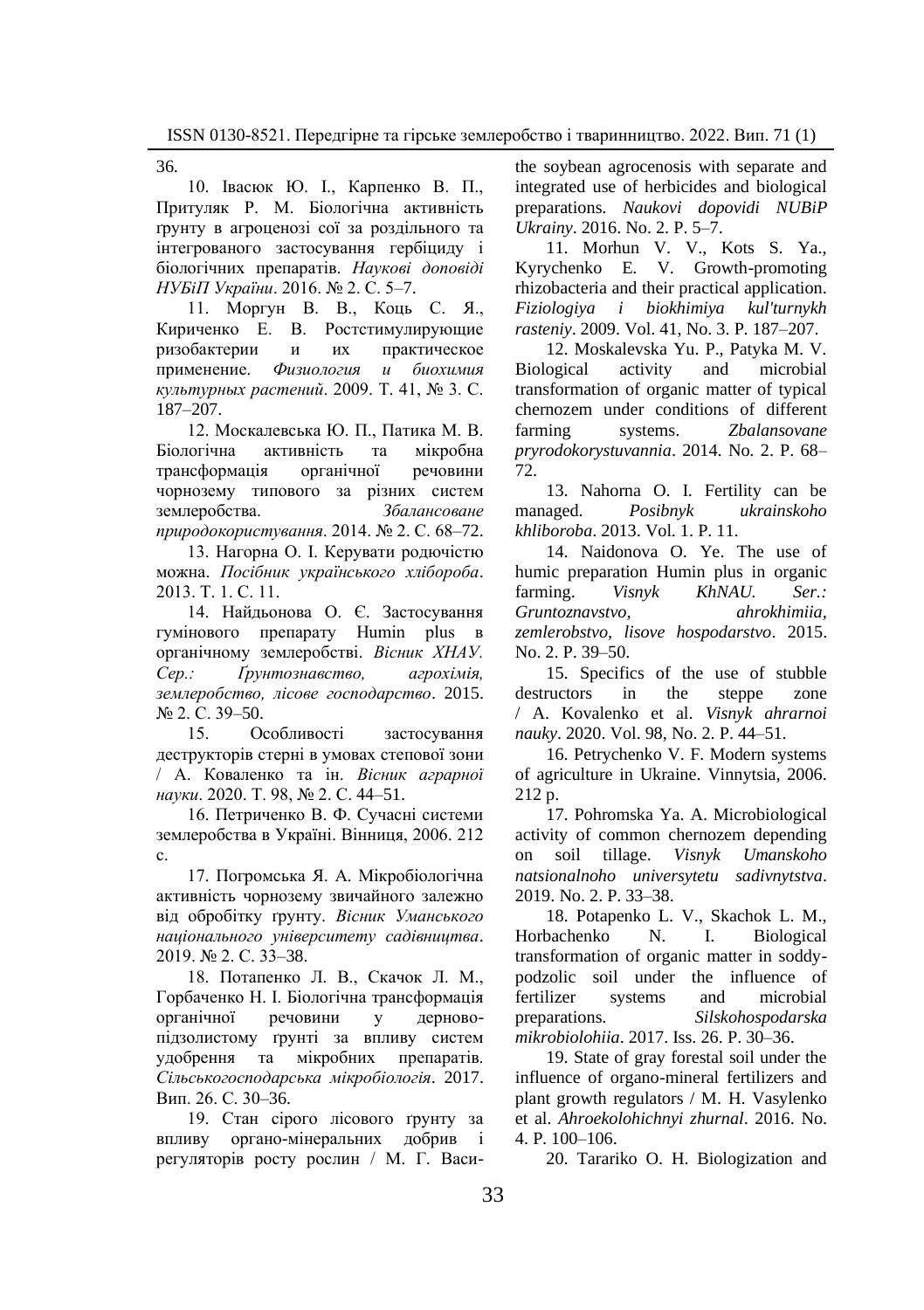36.

10. Івасюк Ю. І., Карпенко В. П., Притуляк Р. М. Біологічна активність ґрунту в агроценозі сої за роздільного та інтегрованого застосування гербіциду і біологічних препаратів. *Наукові доповіді НУБіП України*. 2016. № 2. С. 5–7.

11. Моргун В. В., Коць С. Я., Кириченко Е. В. Ростстимулирующие ризобактерии и их практическое применение. *Физиология и биохимия культурных растений*. 2009. Т. 41, № 3. С. 187–207.

12. Москалевська Ю. П., Патика М. В. Біологічна активність та мікробна трансформація органічної речовини чорнозему типового за різних систем землеробства. *Збалансоване природокористування*. 2014. № 2. С. 68–72.

13. Нагорна О. І. Керувати родючістю можна. *Посібник українського хлібороба*. 2013. Т. 1. С. 11.

14. Найдьонова О. Є. Застосування гумінового препарату Humin plus в органічному землеробстві. *Вісник ХНАУ. Сер.: Ґрунтознавство, агрохімія, землеробство, лісове господарство*. 2015. № 2. С. 39–50.

15. Особливості застосування деструкторів стерні в умовах степової зони / А. Коваленко та ін. *Вісник аграрної науки*. 2020. Т. 98, № 2. С. 44–51.

16. Петриченко В. Ф. Сучасні системи землеробства в Україні. Вінниця, 2006. 212 с.

17. Погромська Я. А. Мікробіологічна активність чорнозему звичайного залежно від обробітку ґрунту. *Вісник Уманського національного університету садівництва*. 2019. № 2. С. 33–38.

18. Потапенко Л. В., Скачок Л. М., Горбаченко Н. І. Біологічна трансформація органічної речовини у дерново-підзолистому ґрунті за впливу систем удобрення та мікробних препаратів. *Сільськогосподарська мікробіологія*. 2017. Вип. 26. С. 30–36.

19. Стан сірого лісового ґрунту за впливу органо-мінеральних добрив і регуляторів росту рослин / М. Г. Васи-

the soybean agrocenosis with separate and integrated use of herbicides and biological preparations. *Naukovi dopovidi NUBiP Ukrainy*. 2016. No. 2. P. 5–7.

11. Morhun V. V., Kots S. Ya., Kyrychenko E. V. Growth-promoting rhizobacteria and their practical application. *Fiziologiya i biokhimiya kul'turnykh rasteniy*. 2009. Vol. 41, No. 3. P. 187–207.

12. Moskalevska Yu. P., Patyka M. V. Biological activity and microbial transformation of organic matter of typical chernozem under conditions of different farming systems. *Zbalansovane pryrodokorystuvannia*. 2014. No. 2. P. 68–72.

13. Nahorna O. I. Fertility can be managed. *Posibnyk ukrainskoho khliboroba*. 2013. Vol. 1. P. 11.

14. Naidonova O. Ye. The use of humic preparation Humin plus in organic farming. *Visnyk KhNAU. Ser.: Gruntoznavstvo, ahrokhimiia, zemlerobstvo, lisove hospodarstvo*. 2015. No. 2. P. 39–50.

15. Specifics of the use of stubble destructors in the steppe zone / A. Kovalenko et al. *Visnyk ahrarnoi nauky*. 2020. Vol. 98, No. 2. P. 44–51.

16. Petrychenko V. F. Modern systems of agriculture in Ukraine. Vinnytsia, 2006. 212 p.

17. Pohromska Ya. A. Microbiological activity of common chernozem depending on soil tillage. *Visnyk Umanskoho natsionalnoho universytetu sadivnytstva*. 2019. No. 2. P. 33–38.

18. Potapenko L. V., Skachok L. M., Horbachenko N. I. Biological transformation of organic matter in soddy-podzolic soil under the influence of fertilizer systems and microbial preparations. *Silskohospodarska mikrobiolohiia*. 2017. Iss. 26. P. 30–36.

19. State of gray forestal soil under the influence of organo-mineral fertilizers and plant growth regulators / M. H. Vasylenko et al. *Ahroekolohichnyi zhurnal*. 2016. No. 4. P. 100–106.

20. Tarariko O. H. Biologization and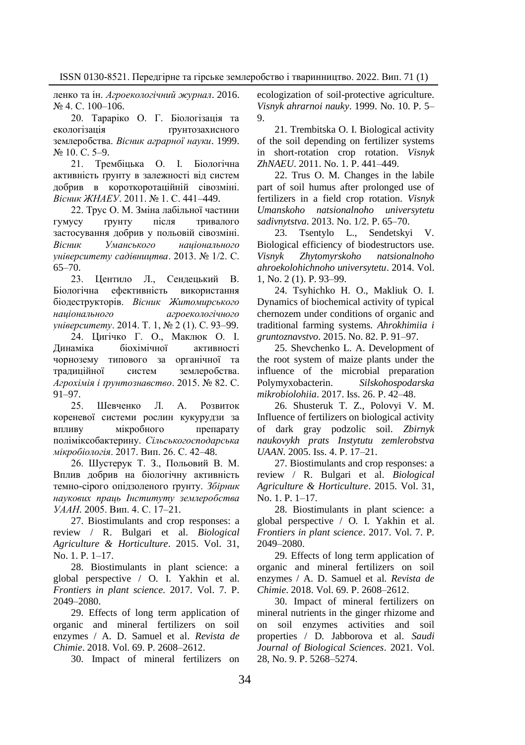ленко та ін. *Агроекологічний журнал*. 2016. № 4. С. 100–106.

20. Тараріко О. Г. Біологізація та екологізація ґрунтозахисного землеробства. *Вісник аграрної науки*. 1999. № 10. С. 5–9.

21. Трембіцька О. І. Біологічна активність ґрунту в залежності від систем добрив в короткоротаційній сівозміні. *Вісник ЖНАЕУ*. 2011. № 1. С. 441–449.

22. Трус О. М. Зміна лабільної частини гумусу ґрунту після тривалого застосування добрив у польовій сівозміні. *Вісник Уманського національного університету садівництва*. 2013. № 1/2. С. 65–70.

23. Центило Л., Сендецький В. Біологічна ефективність використання біодеструкторів. *Вісник Житомирського національного агроекологічного університету*. 2014. Т. 1, № 2 (1). С. 93–99.

24. Цигічко Г. О., Маклюк О. І. Динаміка біохімічної активності чорнозему типового за органічної та традиційної систем землеробства. *Агрохімія і ґрунтознавство*. 2015. № 82. С. 91–97.

25. Шевченко Л. А. Розвиток кореневої системи рослин кукурудзи за впливу мікробного препарату поліміксобактерину. *Сільськогосподарська мікробіологія*. 2017. Вип. 26. С. 42–48.

26. Шустерук Т. З., Польовий В. М. Вплив добрив на біологічну активність темно-сірого опідзоленого ґрунту. *Збірник наукових праць Інституту землеробства УААН*. 2005. Вип. 4. С. 17–21.

27. Biostimulants and crop responses: a review / R. Bulgari et al. *Biological Agriculture & Horticulture*. 2015. Vol. 31, No. 1. P. 1–17.

28. Biostimulants in plant science: a global perspective / O. I. Yakhin et al. *Frontiers in plant science*. 2017. Vol. 7. P. 2049–2080.

29. Effects of long term application of organic and mineral fertilizers on soil enzymes / A. D. Samuel et al. *Revista de Chimie*. 2018. Vol. 69. P. 2608–2612.

30. Impact of mineral fertilizers on ecologization of soil-protective agriculture. *Visnyk ahrarnoi nauky*. 1999. No. 10. P. 5–9.

21. Trembitska O. I. Biological activity of the soil depending on fertilizer systems in short-rotation crop rotation. *Visnyk ZhNAEU*. 2011. No. 1. P. 441–449.

22. Trus O. M. Changes in the labile part of soil humus after prolonged use of fertilizers in a field crop rotation. *Visnyk Umanskoho natsionalnoho universytetu sadivnytstva*. 2013. No. 1/2. P. 65–70.

23. Tsentylo L., Sendetskyi V. Biological efficiency of biodestructors use. *Visnyk Zhytomyrskoho natsionalnoho ahroekolohichnoho universytetu*. 2014. Vol. 1, No. 2 (1). P. 93–99.

24. Tsyhichko H. O., Makliuk O. I. Dynamics of biochemical activity of typical chernozem under conditions of organic and traditional farming systems. *Ahrokhimiia i gruntoznavstvo*. 2015. No. 82. P. 91–97.

25. Shevchenko L. A. Development of the root system of maize plants under the influence of the microbial preparation Polymyxobacterin. *Silskohospodarska mikrobiolohiia*. 2017. Iss. 26. P. 42–48.

26. Shusteruk T. Z., Polovyi V. M. Influence of fertilizers on biological activity of dark gray podzolic soil. *Zbirnyk naukovykh prats Instytutu zemlerobstva UAAN*. 2005. Iss. 4. P. 17–21.

27. Biostimulants and crop responses: a review / R. Bulgari et al. *Biological Agriculture & Horticulture*. 2015. Vol. 31, No. 1. P. 1–17.

28. Biostimulants in plant science: a global perspective / O. I. Yakhin et al. *Frontiers in plant science*. 2017. Vol. 7. P. 2049–2080.

29. Effects of long term application of organic and mineral fertilizers on soil enzymes / A. D. Samuel et al. *Revista de Chimie*. 2018. Vol. 69. P. 2608–2612.

30. Impact of mineral fertilizers on mineral nutrients in the ginger rhizome and on soil enzymes activities and soil properties / D. Jabborova et al. *Saudi Journal of Biological Sciences*. 2021. Vol. 28, No. 9. P. 5268–5274.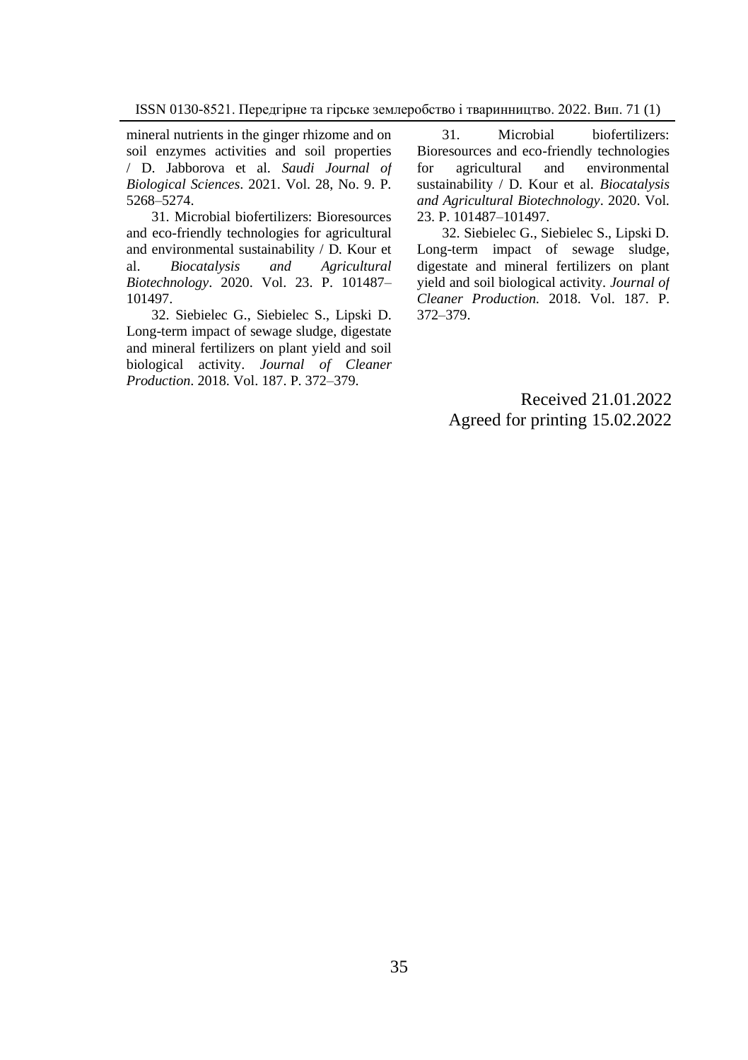mineral nutrients in the ginger rhizome and on soil enzymes activities and soil properties / D. Jabborova et al. *Saudi Journal of Biological Sciences*. 2021. Vol. 28, No. 9. P. 5268–5274.

31. Microbial biofertilizers: Bioresources and eco-friendly technologies for agricultural and environmental sustainability / D. Kour et al. *Biocatalysis and Agricultural Biotechnology*. 2020. Vol. 23. P. 101487–101497.

32. Siebielec G., Siebielec S., Lipski D. Long-term impact of sewage sludge, digestate and mineral fertilizers on plant yield and soil biological activity. *Journal of Cleaner Production*. 2018. Vol. 187. P. 372–379.

31. Microbial biofertilizers: Bioresources and eco-friendly technologies for agricultural and environmental sustainability / D. Kour et al. *Biocatalysis and Agricultural Biotechnology*. 2020. Vol. 23. P. 101487–101497.

32. Siebielec G., Siebielec S., Lipski D. Long-term impact of sewage sludge, digestate and mineral fertilizers on plant yield and soil biological activity. *Journal of Cleaner Production.* 2018. Vol. 187. P. 372–379.

Received 21.01.2022
Agreed for printing 15.02.2022